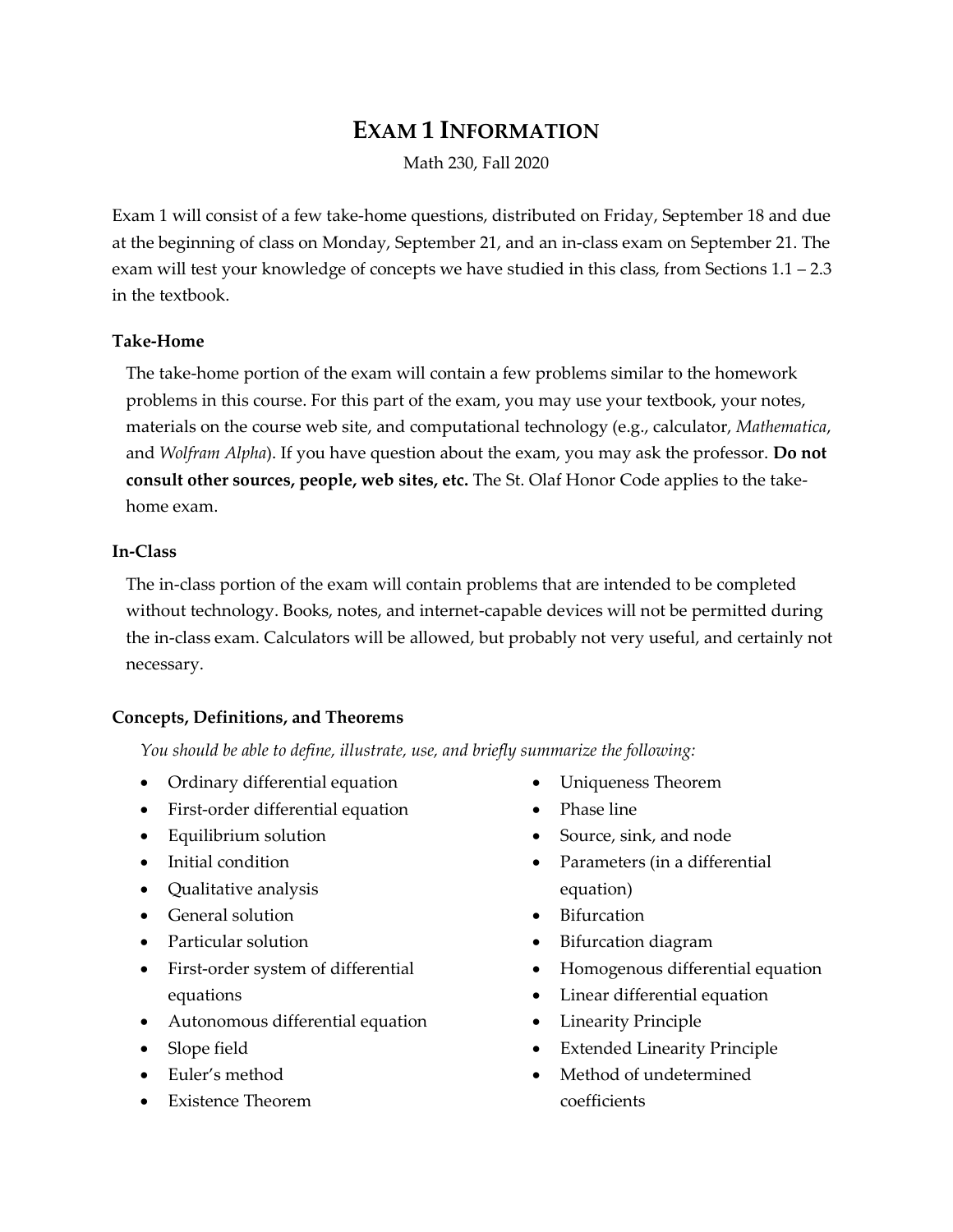# Exam 1 Information

Math 230, Fall 2020

Exam 1 will consist of a few take-home questions, distributed on Friday, September 18 and due at the beginning of class on Monday, September 21, and an in-class exam on September 21. The exam will test your knowledge of concepts we have studied in this class, from Sections 1.1 – 2.3 in the textbook.

### Take-Home

The take-home portion of the exam will contain a few problems similar to the homework problems in this course. For this part of the exam, you may use your textbook, your notes, materials on the course web site, and computational technology (e.g., calculator, *Mathematica*, and *Wolfram Alpha*). If you have question about the exam, you may ask the professor. **Do not consult other sources, people, web sites, etc.** The St. Olaf Honor Code applies to the take-home exam.

### In-Class

The in-class portion of the exam will contain problems that are intended to be completed without technology. Books, notes, and internet-capable devices will not be permitted during the in-class exam. Calculators will be allowed, but probably not very useful, and certainly not necessary.

### Concepts, Definitions, and Theorems

*You should be able to define, illustrate, use, and briefly summarize the following:*

- Ordinary differential equation
- First-order differential equation
- Equilibrium solution
- Initial condition
- Qualitative analysis
- General solution
- Particular solution
- First-order system of differential equations
- Autonomous differential equation
- Slope field
- Euler's method
- Existence Theorem
- Uniqueness Theorem
- Phase line
- Source, sink, and node
- Parameters (in a differential equation)
- Bifurcation
- Bifurcation diagram
- Homogenous differential equation
- Linear differential equation
- Linearity Principle
- Extended Linearity Principle
- Method of undetermined coefficients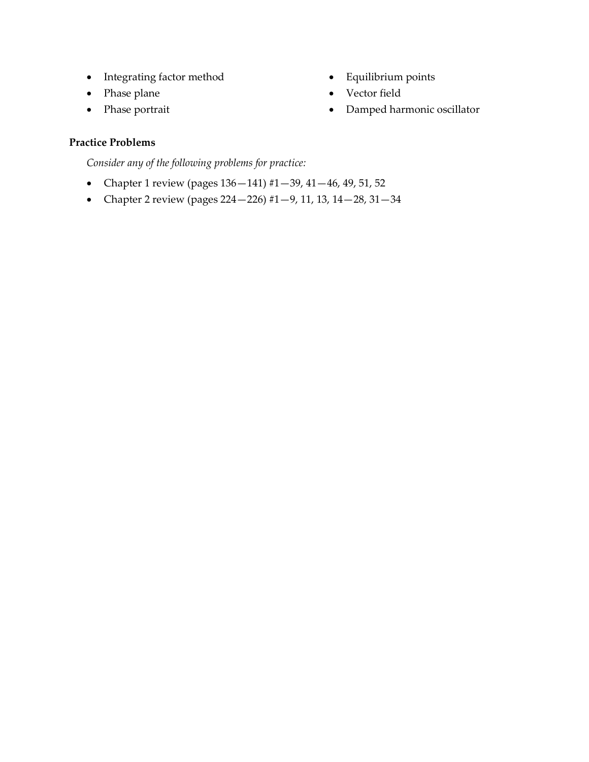- Integrating factor method
- Phase plane
- Phase portrait
- Equilibrium points
- Vector field
- Damped harmonic oscillator

**Practice Problems**

*Consider any of the following problems for practice:*

- Chapter 1 review (pages 136—141) #1—39, 41—46, 49, 51, 52
- Chapter 2 review (pages 224—226) #1—9, 11, 13, 14—28, 31—34